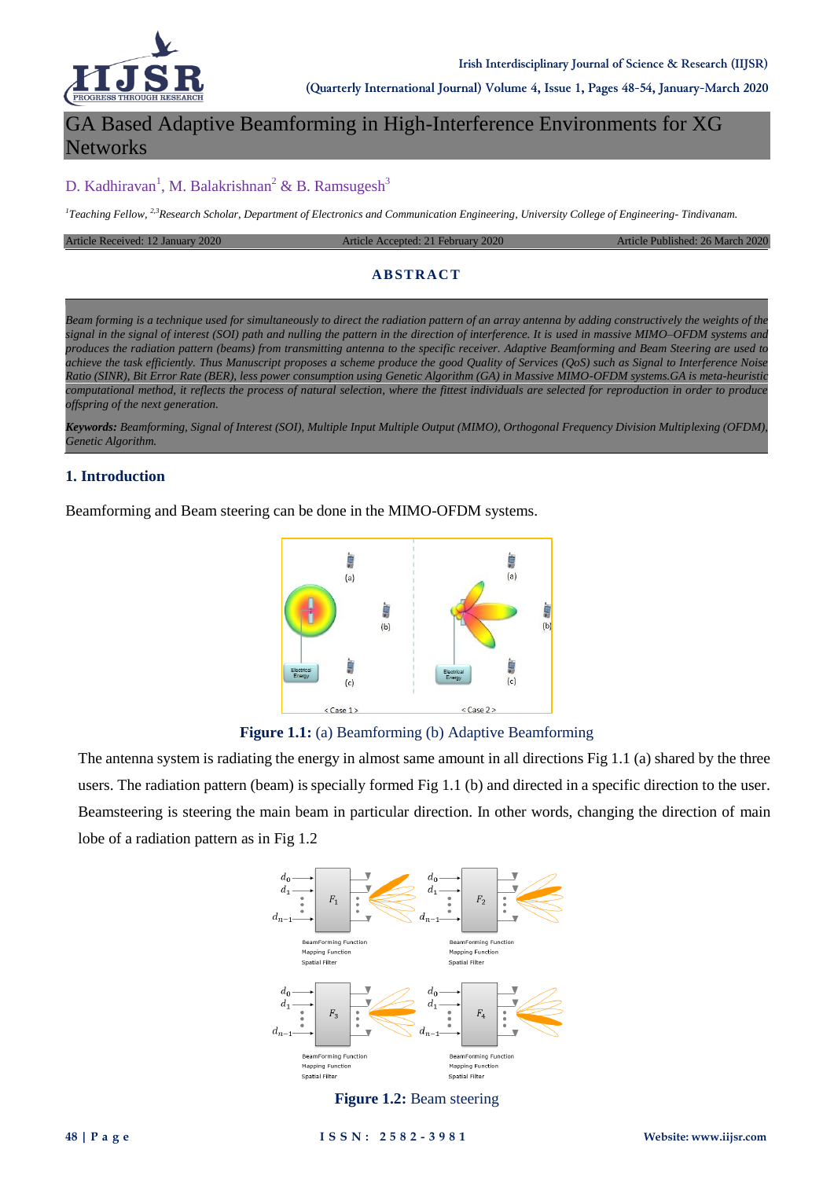# GA Based Adaptive Beamforming in High-Interference Environments for XG Networks

D. Kadhiravan[1], M. Balakrishnan[2] & B. Ramsugesh[3]

[1]Teaching Fellow, [2,3]Research Scholar, Department of Electronics and Communication Engineering, University College of Engineering- Tindivanam.

Article Received: 12 January 2020 Article Accepted: 21 February 2020 Article Published: 26 March 2020

## ABSTRACT

*Beam forming is a technique used for simultaneously to direct the radiation pattern of an array antenna by adding constructively the weights of the signal in the signal of interest (SOI) path and nulling the pattern in the direction of interference. It is used in massive MIMO–OFDM systems and produces the radiation pattern (beams) from transmitting antenna to the specific receiver. Adaptive Beamforming and Beam Steering are used to achieve the task efficiently. Thus Manuscript proposes a scheme produce the good Quality of Services (QoS) such as Signal to Interference Noise Ratio (SINR), Bit Error Rate (BER), less power consumption using Genetic Algorithm (GA) in Massive MIMO-OFDM systems.GA is meta-heuristic computational method, it reflects the process of natural selection, where the fittest individuals are selected for reproduction in order to produce offspring of the next generation.*

***Keywords:*** *Beamforming, Signal of Interest (SOI), Multiple Input Multiple Output (MIMO), Orthogonal Frequency Division Multiplexing (OFDM), Genetic Algorithm.*

## 1. Introduction

Beamforming and Beam steering can be done in the MIMO-OFDM systems.

**Figure 1.1:** (a) Beamforming (b) Adaptive Beamforming

The antenna system is radiating the energy in almost same amount in all directions Fig 1.1 (a) shared by the three users. The radiation pattern (beam) is specially formed Fig 1.1 (b) and directed in a specific direction to the user. Beamsteering is steering the main beam in particular direction. In other words, changing the direction of main lobe of a radiation pattern as in Fig 1.2

**Figure 1.2:** Beam steering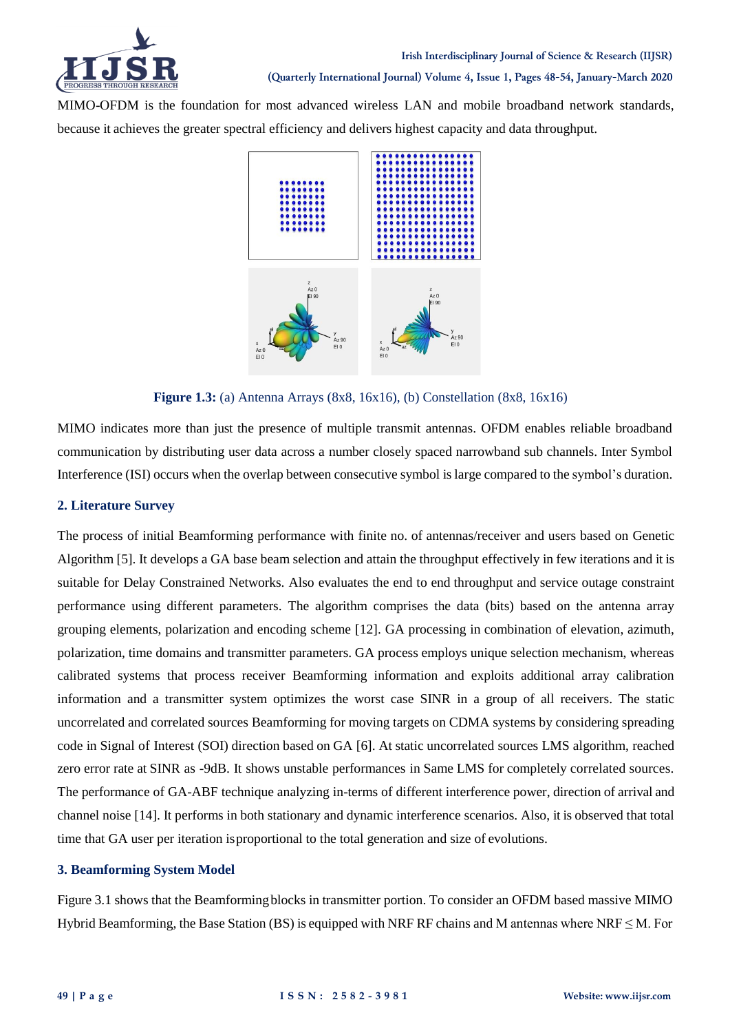MIMO-OFDM is the foundation for most advanced wireless LAN and mobile broadband network standards, because it achieves the greater spectral efficiency and delivers highest capacity and data throughput.

**Figure 1.3:** (a) Antenna Arrays (8x8, 16x16), (b) Constellation (8x8, 16x16)

MIMO indicates more than just the presence of multiple transmit antennas. OFDM enables reliable broadband communication by distributing user data across a number closely spaced narrowband sub channels. Inter Symbol Interference (ISI) occurs when the overlap between consecutive symbol is large compared to the symbol's duration.

## 2. Literature Survey

The process of initial Beamforming performance with finite no. of antennas/receiver and users based on Genetic Algorithm [5]. It develops a GA base beam selection and attain the throughput effectively in few iterations and it is suitable for Delay Constrained Networks. Also evaluates the end to end throughput and service outage constraint performance using different parameters. The algorithm comprises the data (bits) based on the antenna array grouping elements, polarization and encoding scheme [12]. GA processing in combination of elevation, azimuth, polarization, time domains and transmitter parameters. GA process employs unique selection mechanism, whereas calibrated systems that process receiver Beamforming information and exploits additional array calibration information and a transmitter system optimizes the worst case SINR in a group of all receivers. The static uncorrelated and correlated sources Beamforming for moving targets on CDMA systems by considering spreading code in Signal of Interest (SOI) direction based on GA [6]. At static uncorrelated sources LMS algorithm, reached zero error rate at SINR as -9dB. It shows unstable performances in Same LMS for completely correlated sources. The performance of GA-ABF technique analyzing in-terms of different interference power, direction of arrival and channel noise [14]. It performs in both stationary and dynamic interference scenarios. Also, it is observed that total time that GA user per iteration isproportional to the total generation and size of evolutions.

## 3. Beamforming System Model

Figure 3.1 shows that the Beamforming blocks in transmitter portion. To consider an OFDM based massive MIMO Hybrid Beamforming, the Base Station (BS) is equipped with NRF RF chains and M antennas where NRF $\leq$ M. For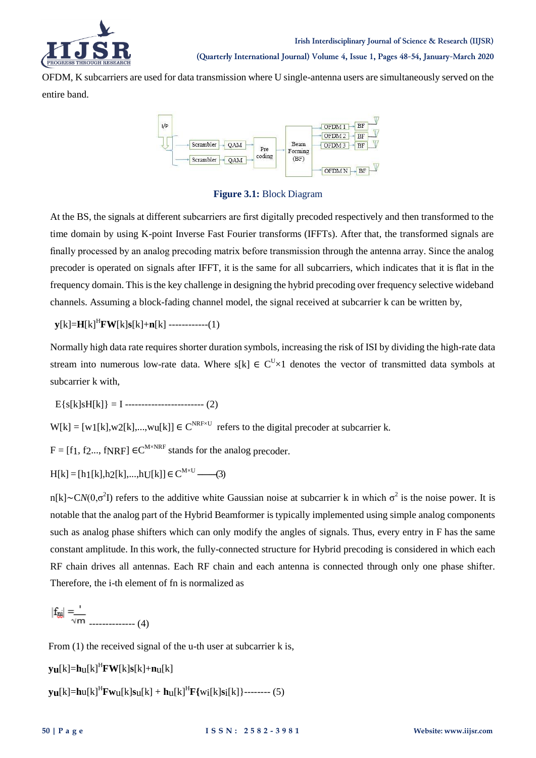OFDM, K subcarriers are used for data transmission where U single-antenna users are simultaneously served on the entire band.

**Figure 3.1:** Block Diagram

At the BS, the signals at different subcarriers are first digitally precoded respectively and then transformed to the time domain by using K-point Inverse Fast Fourier transforms (IFFTs). After that, the transformed signals are finally processed by an analog precoding matrix before transmission through the antenna array. Since the analog precoder is operated on signals after IFFT, it is the same for all subcarriers, which indicates that it is flat in the frequency domain. This is the key challenge in designing the hybrid precoding over frequency selective wideband channels. Assuming a block-fading channel model, the signal received at subcarrier k can be written by,

$$\mathbf{y}[k]=\mathbf{H}[k]^H\mathbf{F}\mathbf{W}[k]\mathbf{s}[k]+\mathbf{n}[k] \text{ ------------(1)}$$

Normally high data rate requires shorter duration symbols, increasing the risk of ISI by dividing the high-rate data stream into numerous low-rate data. Where $s[k] \in C^{U}\times 1$ denotes the vector of transmitted data symbols at subcarrier k with,

$$E\{s[k]sH[k]\} = I \text{ ----------------------- (2)}$$

$W[k] = [w1[k],w2[k],...,wu[k]] \in C^{NRF\times U}$ refers to the digital precoder at subcarrier k.

$F = [f1, f2..., fNRF] \in C^{M\times NRF}$ stands for the analog precoder.

$$H[k] = [h1[k],h2[k],...,hU[k]] \in C^{M\times U} \text{ ——(3)}$$

$n[k]\sim CN(0,\sigma^2 I)$ refers to the additive white Gaussian noise at subcarrier k in which $\sigma^2$ is the noise power. It is notable that the analog part of the Hybrid Beamformer is typically implemented using simple analog components such as analog phase shifters which can only modify the angles of signals. Thus, every entry in F has the same constant amplitude. In this work, the fully-connected structure for Hybrid precoding is considered in which each RF chain drives all antennas. Each RF chain and each antenna is connected through only one phase shifter. Therefore, the i-th element of fn is normalized as

$$|f_{ni}| = \frac{1}{\sqrt{m}} \text{ -------------- (4)}$$

From (1) the received signal of the u-th user at subcarrier k is,

$$\mathbf{y_u}[k]=\mathbf{h}_u[k]^H\mathbf{F}\mathbf{W}[k]\mathbf{s}[k]+\mathbf{n}_u[k]$$

$$\mathbf{y_u}[k]=\mathbf{h}_u[k]^H\mathbf{F}\mathbf{w}_u[k]\mathbf{s}_u[k] + \mathbf{h}_u[k]^H\mathbf{F}\{\mathbf{w}_i[k]\mathbf{s}_i[k]\}\text{-------- (5)}$$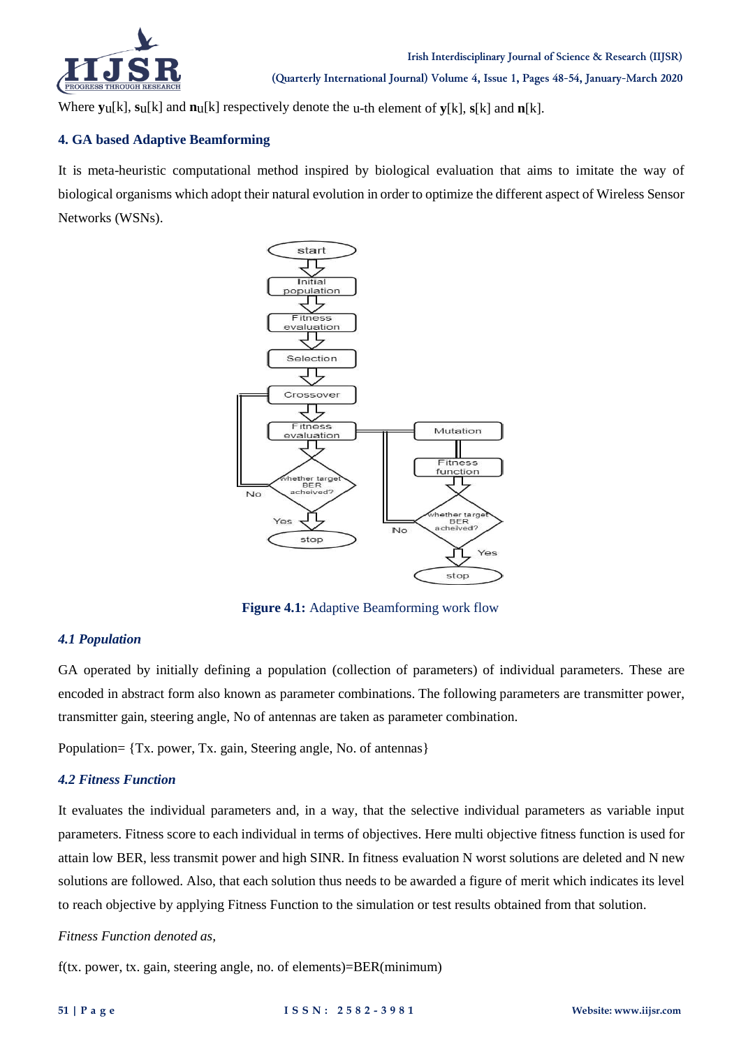Where $\mathbf{y}_u[k]$, $\mathbf{s}_u[k]$ and $\mathbf{n}_u[k]$ respectively denote the u-th element of $\mathbf{y}[k]$, $\mathbf{s}[k]$ and $\mathbf{n}[k]$.

## 4. GA based Adaptive Beamforming

It is meta-heuristic computational method inspired by biological evaluation that aims to imitate the way of biological organisms which adopt their natural evolution in order to optimize the different aspect of Wireless Sensor Networks (WSNs).

**Figure 4.1:** Adaptive Beamforming work flow

### *4.1 Population*

GA operated by initially defining a population (collection of parameters) of individual parameters. These are encoded in abstract form also known as parameter combinations. The following parameters are transmitter power, transmitter gain, steering angle, No of antennas are taken as parameter combination.

Population= {Tx. power, Tx. gain, Steering angle, No. of antennas}

### *4.2 Fitness Function*

It evaluates the individual parameters and, in a way, that the selective individual parameters as variable input parameters. Fitness score to each individual in terms of objectives. Here multi objective fitness function is used for attain low BER, less transmit power and high SINR. In fitness evaluation N worst solutions are deleted and N new solutions are followed. Also, that each solution thus needs to be awarded a figure of merit which indicates its level to reach objective by applying Fitness Function to the simulation or test results obtained from that solution.

*Fitness Function denoted as,*

f(tx. power, tx. gain, steering angle, no. of elements)=BER(minimum)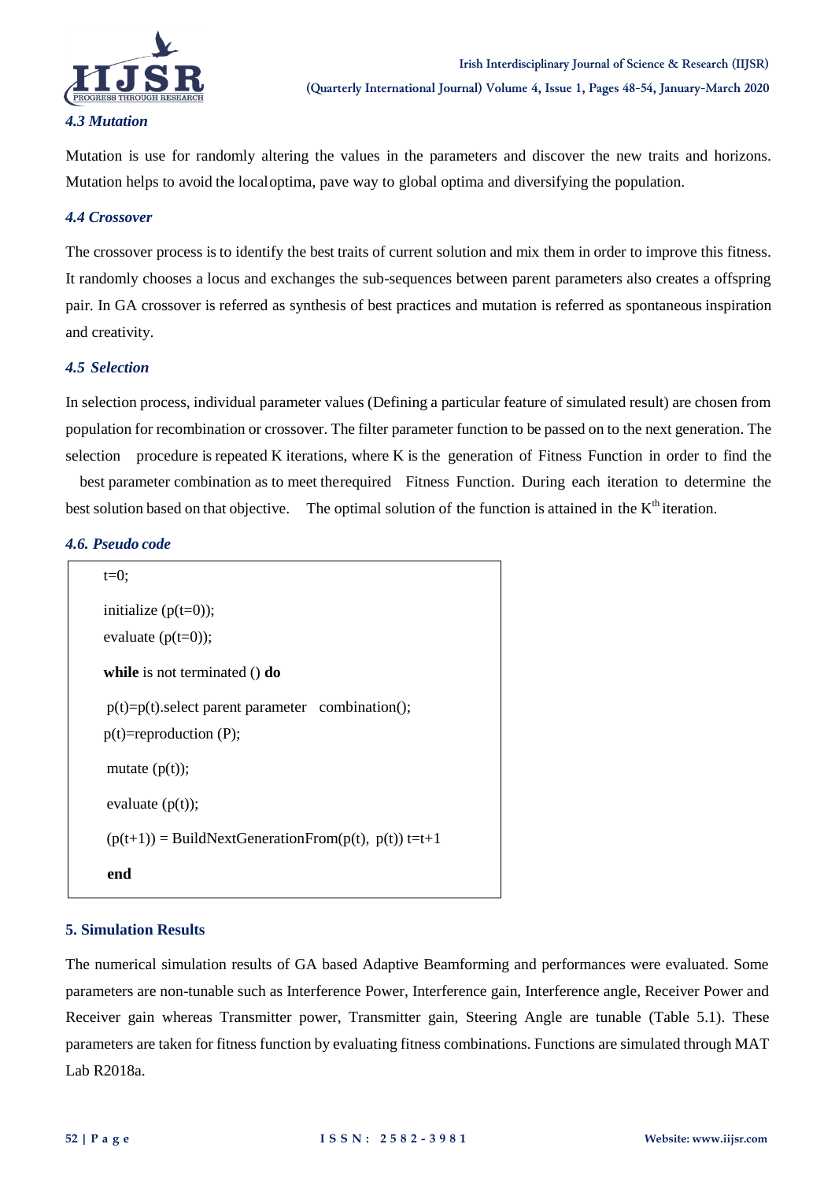### *4.3 Mutation*

Mutation is use for randomly altering the values in the parameters and discover the new traits and horizons. Mutation helps to avoid the localoptima, pave way to global optima and diversifying the population.

### *4.4 Crossover*

The crossover process is to identify the best traits of current solution and mix them in order to improve this fitness. It randomly chooses a locus and exchanges the sub-sequences between parent parameters also creates a offspring pair. In GA crossover is referred as synthesis of best practices and mutation is referred as spontaneous inspiration and creativity.

### *4.5 Selection*

In selection process, individual parameter values (Defining a particular feature of simulated result) are chosen from population for recombination or crossover. The filter parameter function to be passed on to the next generation. The selection procedure is repeated K iterations, where K is the generation of Fitness Function in order to find the best parameter combination as to meet therequired Fitness Function. During each iteration to determine the best solution based on that objective. The optimal solution of the function is attained in the $K^{th}$ iteration.

### *4.6. Pseudo code*

```
t=0;
initialize (p(t=0));
evaluate (p(t=0));
while is not terminated () do
 p(t)=p(t).select parent parameter   combination();
p(t)=reproduction (P);
 mutate (p(t));
 evaluate (p(t));
 (p(t+1)) = BuildNextGenerationFrom(p(t),  p(t)) t=t+1
 end
```

## 5. Simulation Results

The numerical simulation results of GA based Adaptive Beamforming and performances were evaluated. Some parameters are non-tunable such as Interference Power, Interference gain, Interference angle, Receiver Power and Receiver gain whereas Transmitter power, Transmitter gain, Steering Angle are tunable (Table 5.1). These parameters are taken for fitness function by evaluating fitness combinations. Functions are simulated through MAT Lab R2018a.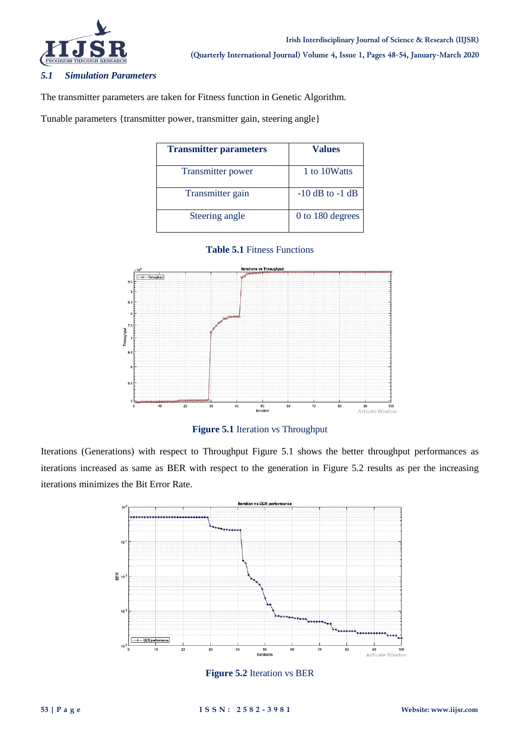### *5.1 Simulation Parameters*

The transmitter parameters are taken for Fitness function in Genetic Algorithm.

Tunable parameters {transmitter power, transmitter gain, steering angle}

| Transmitter parameters | Values |
|---|---|
| Transmitter power | 1 to 10Watts |
| Transmitter gain | -10 dB to -1 dB |
| Steering angle | 0 to 180 degrees |

**Table 5.1** Fitness Functions

**Figure 5.1** Iteration vs Throughput

Iterations (Generations) with respect to Throughput Figure 5.1 shows the better throughput performances as iterations increased as same as BER with respect to the generation in Figure 5.2 results as per the increasing iterations minimizes the Bit Error Rate.

**Figure 5.2** Iteration vs BER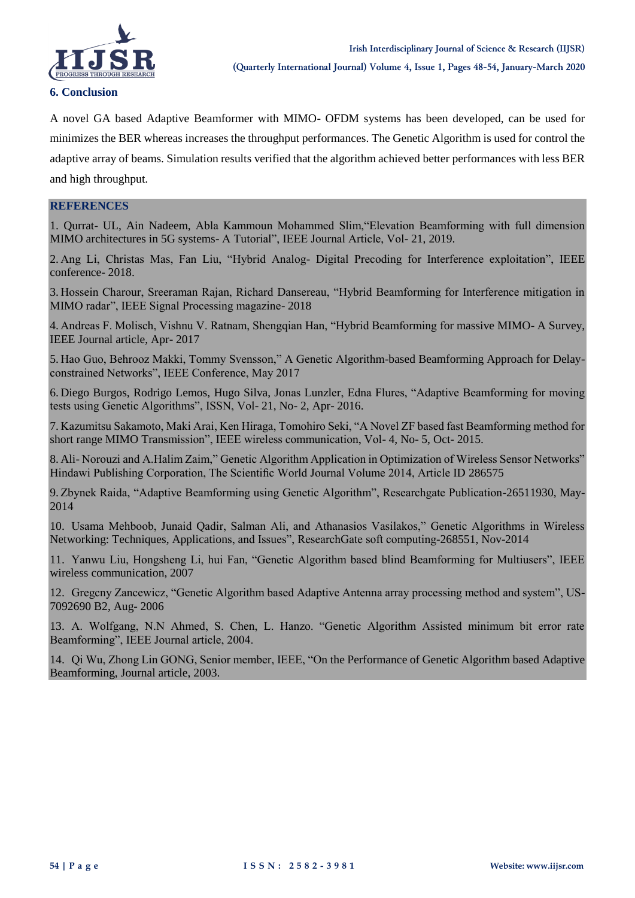## 6. Conclusion

A novel GA based Adaptive Beamformer with MIMO- OFDM systems has been developed, can be used for minimizes the BER whereas increases the throughput performances. The Genetic Algorithm is used for control the adaptive array of beams. Simulation results verified that the algorithm achieved better performances with less BER and high throughput.

## REFERENCES

1. Qurrat- UL, Ain Nadeem, Abla Kammoun Mohammed Slim,"Elevation Beamforming with full dimension MIMO architectures in 5G systems- A Tutorial", IEEE Journal Article, Vol- 21, 2019.

2. Ang Li, Christas Mas, Fan Liu, "Hybrid Analog- Digital Precoding for Interference exploitation", IEEE conference- 2018.

3. Hossein Charour, Sreeraman Rajan, Richard Dansereau, "Hybrid Beamforming for Interference mitigation in MIMO radar", IEEE Signal Processing magazine- 2018

4. Andreas F. Molisch, Vishnu V. Ratnam, Shengqian Han, "Hybrid Beamforming for massive MIMO- A Survey, IEEE Journal article, Apr- 2017

5. Hao Guo, Behrooz Makki, Tommy Svensson," A Genetic Algorithm-based Beamforming Approach for Delay-constrained Networks", IEEE Conference, May 2017

6. Diego Burgos, Rodrigo Lemos, Hugo Silva, Jonas Lunzler, Edna Flures, "Adaptive Beamforming for moving tests using Genetic Algorithms", ISSN, Vol- 21, No- 2, Apr- 2016.

7. Kazumitsu Sakamoto, Maki Arai, Ken Hiraga, Tomohiro Seki, "A Novel ZF based fast Beamforming method for short range MIMO Transmission", IEEE wireless communication, Vol- 4, No- 5, Oct- 2015.

8. Ali- Norouzi and A.Halim Zaim," Genetic Algorithm Application in Optimization of Wireless Sensor Networks" Hindawi Publishing Corporation, The Scientific World Journal Volume 2014, Article ID 286575

9. Zbynek Raida, "Adaptive Beamforming using Genetic Algorithm", Researchgate Publication-26511930, May-2014

10. Usama Mehboob, Junaid Qadir, Salman Ali, and Athanasios Vasilakos," Genetic Algorithms in Wireless Networking: Techniques, Applications, and Issues", ResearchGate soft computing-268551, Nov-2014

11. Yanwu Liu, Hongsheng Li, hui Fan, "Genetic Algorithm based blind Beamforming for Multiusers", IEEE wireless communication, 2007

12. Gregcny Zancewicz, "Genetic Algorithm based Adaptive Antenna array processing method and system", US-7092690 B2, Aug- 2006

13. A. Wolfgang, N.N Ahmed, S. Chen, L. Hanzo. "Genetic Algorithm Assisted minimum bit error rate Beamforming", IEEE Journal article, 2004.

14. Qi Wu, Zhong Lin GONG, Senior member, IEEE, "On the Performance of Genetic Algorithm based Adaptive Beamforming, Journal article, 2003.